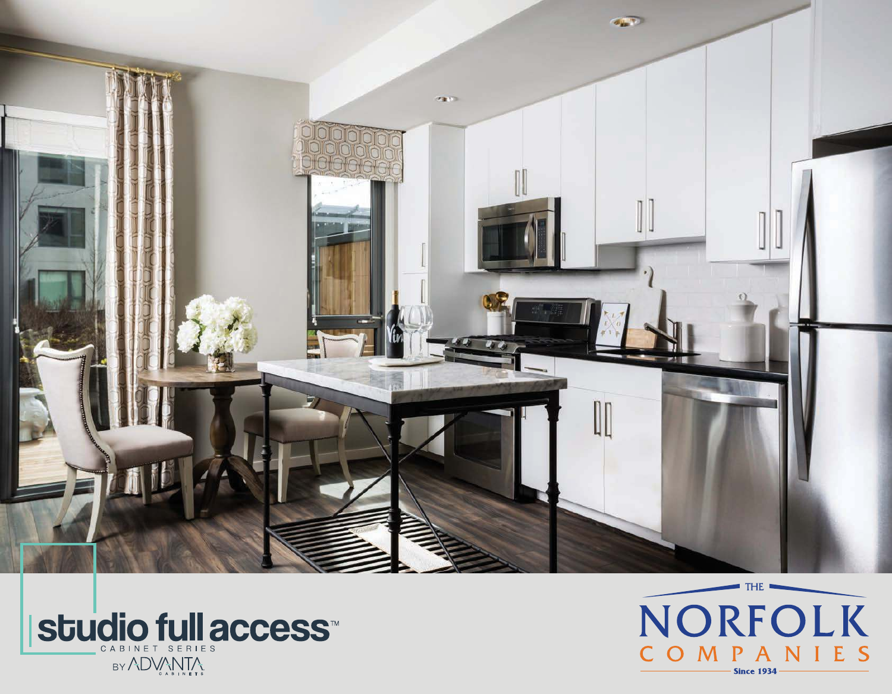studio full access™

CABINET SERIES

BY ADVANTA CABINETS

THE NORFOLK COMPANIES

Since 1934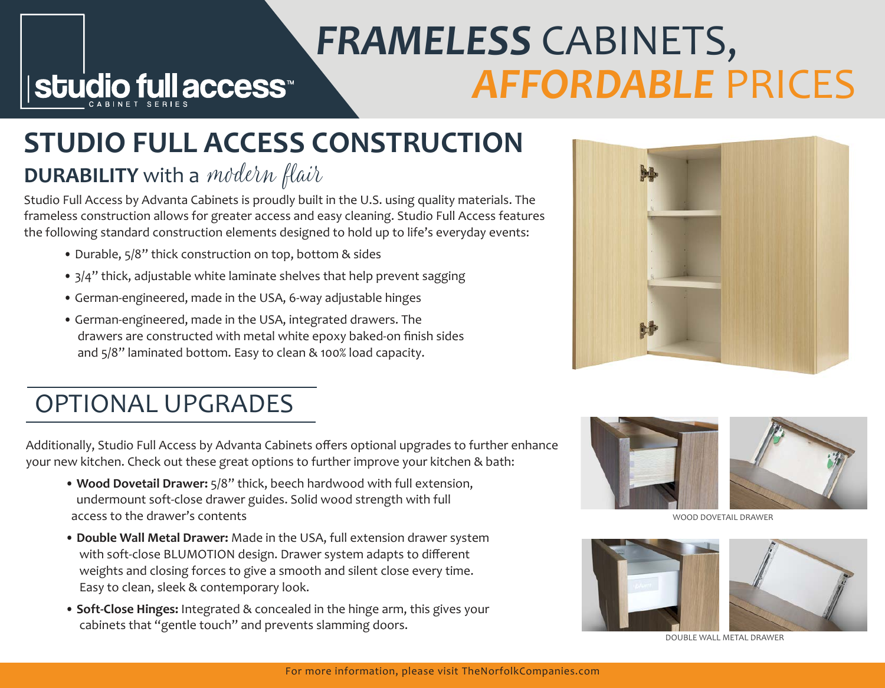studio full access™
CABINET SERIES

# *FRAMELESS* CABINETS, *AFFORDABLE* PRICES

## STUDIO FULL ACCESS CONSTRUCTION

### **DURABILITY** with a *modern flair*

Studio Full Access by Advanta Cabinets is proudly built in the U.S. using quality materials. The frameless construction allows for greater access and easy cleaning. Studio Full Access features the following standard construction elements designed to hold up to life's everyday events:

- Durable, 5/8" thick construction on top, bottom & sides
- 3/4" thick, adjustable white laminate shelves that help prevent sagging
- German-engineered, made in the USA, 6-way adjustable hinges
- German-engineered, made in the USA, integrated drawers. The drawers are constructed with metal white epoxy baked-on finish sides and 5/8" laminated bottom. Easy to clean & 100% load capacity.

## OPTIONAL UPGRADES

Additionally, Studio Full Access by Advanta Cabinets offers optional upgrades to further enhance your new kitchen. Check out these great options to further improve your kitchen & bath:

- **Wood Dovetail Drawer:** 5/8" thick, beech hardwood with full extension, undermount soft-close drawer guides. Solid wood strength with full access to the drawer's contents
- **Double Wall Metal Drawer:** Made in the USA, full extension drawer system with soft-close BLUMOTION design. Drawer system adapts to different weights and closing forces to give a smooth and silent close every time. Easy to clean, sleek & contemporary look.
- **Soft-Close Hinges:** Integrated & concealed in the hinge arm, this gives your cabinets that "gentle touch" and prevents slamming doors.

WOOD DOVETAIL DRAWER

DOUBLE WALL METAL DRAWER

For more information, please visit TheNorfolkCompanies.com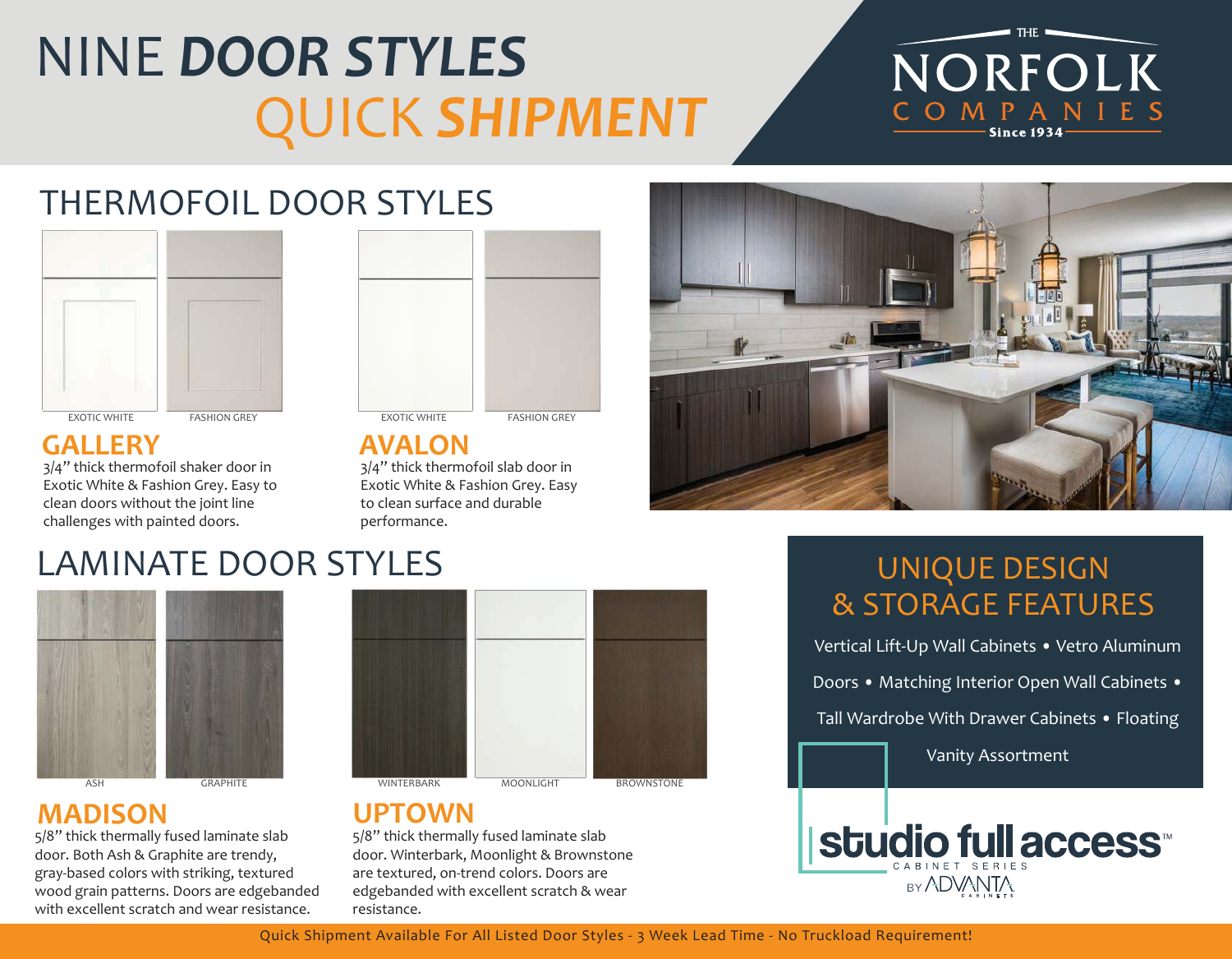# NINE ***DOOR STYLES***
# QUICK ***SHIPMENT***

THE NORFOLK COMPANIES
Since 1934

## THERMOFOIL DOOR STYLES

EXOTIC WHITE FASHION GREY

### GALLERY

3/4" thick thermofoil shaker door in Exotic White & Fashion Grey. Easy to clean doors without the joint line challenges with painted doors.

EXOTIC WHITE FASHION GREY

### AVALON

3/4" thick thermofoil slab door in Exotic White & Fashion Grey. Easy to clean surface and durable performance.

## LAMINATE DOOR STYLES

ASH GRAPHITE

### MADISON

5/8" thick thermally fused laminate slab door. Both Ash & Graphite are trendy, gray-based colors with striking, textured wood grain patterns. Doors are edgebanded with excellent scratch and wear resistance.

WINTERBARK MOONLIGHT BROWNSTONE

### UPTOWN

5/8" thick thermally fused laminate slab door. Winterbark, Moonlight & Brownstone are textured, on-trend colors. Doors are edgebanded with excellent scratch & wear resistance.

## UNIQUE DESIGN & STORAGE FEATURES

Vertical Lift-Up Wall Cabinets • Vetro Aluminum Doors • Matching Interior Open Wall Cabinets • Tall Wardrobe With Drawer Cabinets • Floating Vanity Assortment

studio full access™ CABINET SERIES BY ADVANTA CABINETS

Quick Shipment Available For All Listed Door Styles - 3 Week Lead Time - No Truckload Requirement!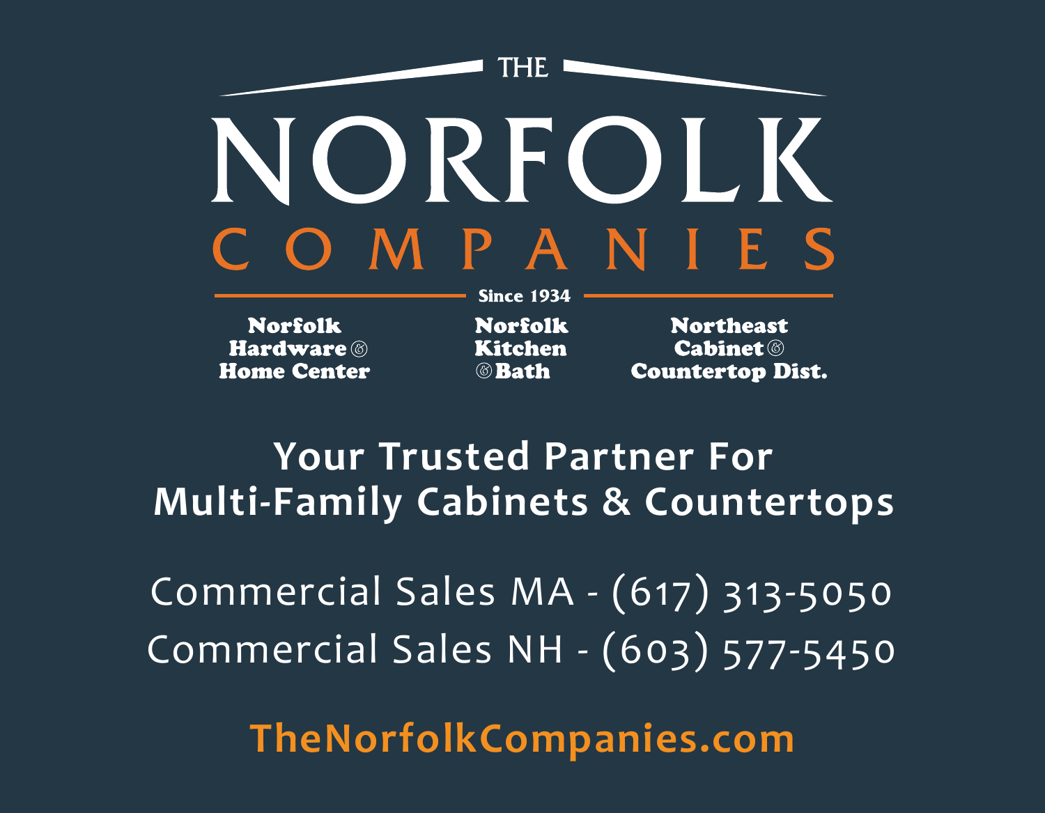THE

# NORFOLK

## COMPANIES

Since 1934

**Norfolk Hardware & Home Center**

**Norfolk Kitchen & Bath**

**Northeast Cabinet & Countertop Dist.**

## Your Trusted Partner For Multi-Family Cabinets & Countertops

Commercial Sales MA - (617) 313-5050

Commercial Sales NH - (603) 577-5450

**TheNorfolkCompanies.com**